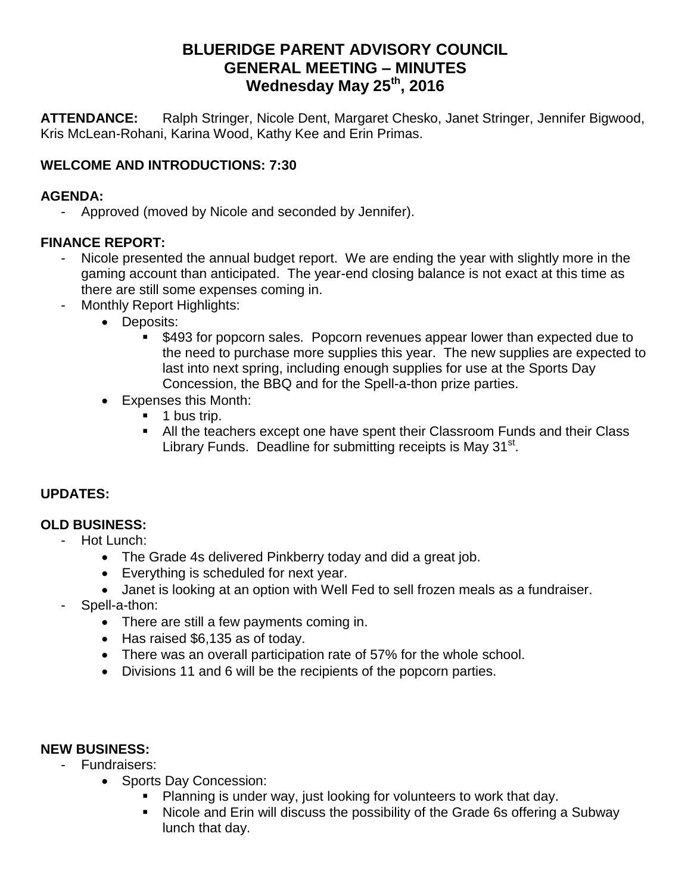# BLUERIDGE PARENT ADVISORY COUNCIL
# GENERAL MEETING – MINUTES
# Wednesday May 25th, 2016

**ATTENDANCE:** Ralph Stringer, Nicole Dent, Margaret Chesko, Janet Stringer, Jennifer Bigwood, Kris McLean-Rohani, Karina Wood, Kathy Kee and Erin Primas.

**WELCOME AND INTRODUCTIONS: 7:30**

**AGENDA:**

- Approved (moved by Nicole and seconded by Jennifer).

**FINANCE REPORT:**

- Nicole presented the annual budget report. We are ending the year with slightly more in the gaming account than anticipated. The year-end closing balance is not exact at this time as there are still some expenses coming in.
- Monthly Report Highlights:
  - Deposits:
    - $493 for popcorn sales. Popcorn revenues appear lower than expected due to the need to purchase more supplies this year. The new supplies are expected to last into next spring, including enough supplies for use at the Sports Day Concession, the BBQ and for the Spell-a-thon prize parties.
  - Expenses this Month:
    - 1 bus trip.
    - All the teachers except one have spent their Classroom Funds and their Class Library Funds. Deadline for submitting receipts is May 31st.

**UPDATES:**

**OLD BUSINESS:**

- Hot Lunch:
  - The Grade 4s delivered Pinkberry today and did a great job.
  - Everything is scheduled for next year.
  - Janet is looking at an option with Well Fed to sell frozen meals as a fundraiser.
- Spell-a-thon:
  - There are still a few payments coming in.
  - Has raised $6,135 as of today.
  - There was an overall participation rate of 57% for the whole school.
  - Divisions 11 and 6 will be the recipients of the popcorn parties.

**NEW BUSINESS:**

- Fundraisers:
  - Sports Day Concession:
    - Planning is under way, just looking for volunteers to work that day.
    - Nicole and Erin will discuss the possibility of the Grade 6s offering a Subway lunch that day.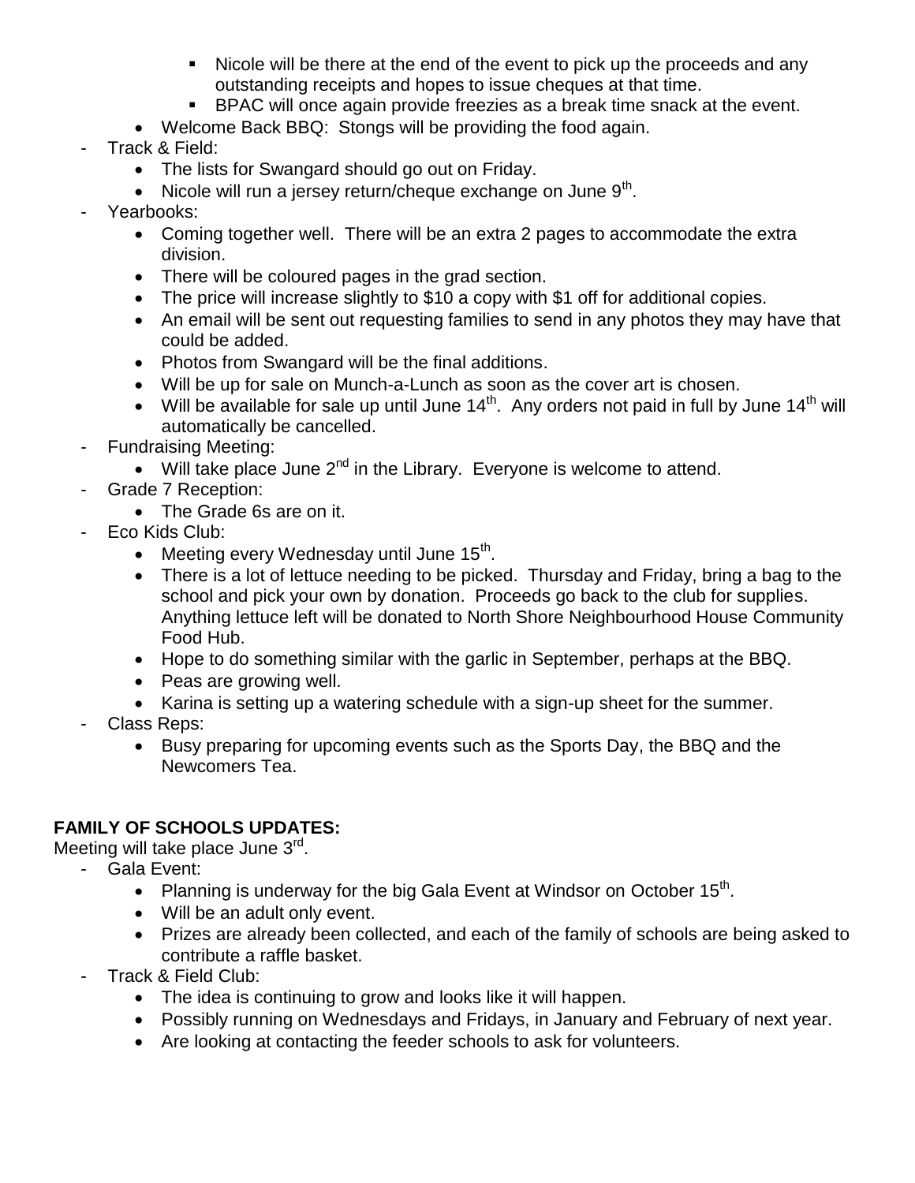- Nicole will be there at the end of the event to pick up the proceeds and any outstanding receipts and hopes to issue cheques at that time.
    - BPAC will once again provide freezies as a break time snack at the event.
  - Welcome Back BBQ: Stongs will be providing the food again.
- Track & Field:
  - The lists for Swangard should go out on Friday.
  - Nicole will run a jersey return/cheque exchange on June 9th.
- Yearbooks:
  - Coming together well. There will be an extra 2 pages to accommodate the extra division.
  - There will be coloured pages in the grad section.
  - The price will increase slightly to $10 a copy with $1 off for additional copies.
  - An email will be sent out requesting families to send in any photos they may have that could be added.
  - Photos from Swangard will be the final additions.
  - Will be up for sale on Munch-a-Lunch as soon as the cover art is chosen.
  - Will be available for sale up until June 14th. Any orders not paid in full by June 14th will automatically be cancelled.
- Fundraising Meeting:
  - Will take place June 2nd in the Library. Everyone is welcome to attend.
- Grade 7 Reception:
  - The Grade 6s are on it.
- Eco Kids Club:
  - Meeting every Wednesday until June 15th.
  - There is a lot of lettuce needing to be picked. Thursday and Friday, bring a bag to the school and pick your own by donation. Proceeds go back to the club for supplies. Anything lettuce left will be donated to North Shore Neighbourhood House Community Food Hub.
  - Hope to do something similar with the garlic in September, perhaps at the BBQ.
  - Peas are growing well.
  - Karina is setting up a watering schedule with a sign-up sheet for the summer.
- Class Reps:
  - Busy preparing for upcoming events such as the Sports Day, the BBQ and the Newcomers Tea.

**FAMILY OF SCHOOLS UPDATES:**

Meeting will take place June 3rd.

- Gala Event:
  - Planning is underway for the big Gala Event at Windsor on October 15th.
  - Will be an adult only event.
  - Prizes are already been collected, and each of the family of schools are being asked to contribute a raffle basket.
- Track & Field Club:
  - The idea is continuing to grow and looks like it will happen.
  - Possibly running on Wednesdays and Fridays, in January and February of next year.
  - Are looking at contacting the feeder schools to ask for volunteers.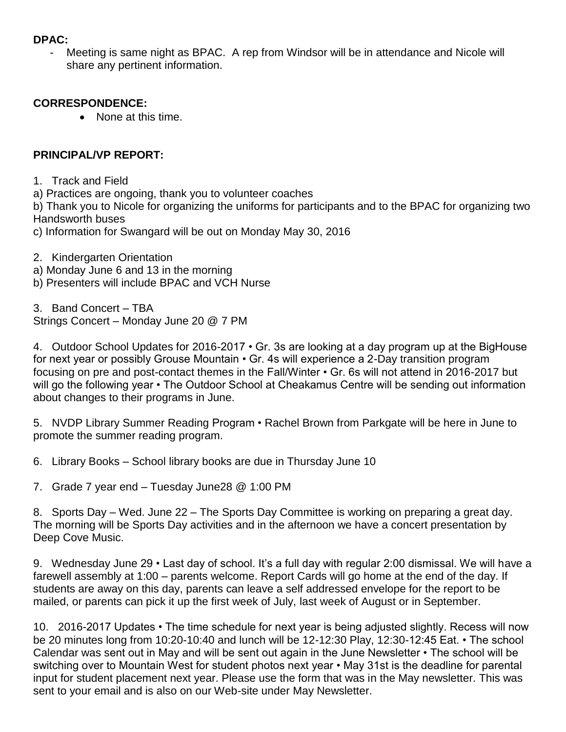**DPAC:**

- Meeting is same night as BPAC. A rep from Windsor will be in attendance and Nicole will share any pertinent information.

**CORRESPONDENCE:**

- None at this time.

**PRINCIPAL/VP REPORT:**

1. Track and Field

a) Practices are ongoing, thank you to volunteer coaches

b) Thank you to Nicole for organizing the uniforms for participants and to the BPAC for organizing two Handsworth buses

c) Information for Swangard will be out on Monday May 30, 2016

2. Kindergarten Orientation

a) Monday June 6 and 13 in the morning

b) Presenters will include BPAC and VCH Nurse

3. Band Concert – TBA

Strings Concert – Monday June 20 @ 7 PM

4. Outdoor School Updates for 2016-2017 • Gr. 3s are looking at a day program up at the BigHouse for next year or possibly Grouse Mountain • Gr. 4s will experience a 2-Day transition program focusing on pre and post-contact themes in the Fall/Winter • Gr. 6s will not attend in 2016-2017 but will go the following year • The Outdoor School at Cheakamus Centre will be sending out information about changes to their programs in June.

5. NVDP Library Summer Reading Program • Rachel Brown from Parkgate will be here in June to promote the summer reading program.

6. Library Books – School library books are due in Thursday June 10

7. Grade 7 year end – Tuesday June28 @ 1:00 PM

8. Sports Day – Wed. June 22 – The Sports Day Committee is working on preparing a great day. The morning will be Sports Day activities and in the afternoon we have a concert presentation by Deep Cove Music.

9. Wednesday June 29 • Last day of school. It's a full day with regular 2:00 dismissal. We will have a farewell assembly at 1:00 – parents welcome. Report Cards will go home at the end of the day. If students are away on this day, parents can leave a self addressed envelope for the report to be mailed, or parents can pick it up the first week of July, last week of August or in September.

10. 2016-2017 Updates • The time schedule for next year is being adjusted slightly. Recess will now be 20 minutes long from 10:20-10:40 and lunch will be 12-12:30 Play, 12:30-12:45 Eat. • The school Calendar was sent out in May and will be sent out again in the June Newsletter • The school will be switching over to Mountain West for student photos next year • May 31st is the deadline for parental input for student placement next year. Please use the form that was in the May newsletter. This was sent to your email and is also on our Web-site under May Newsletter.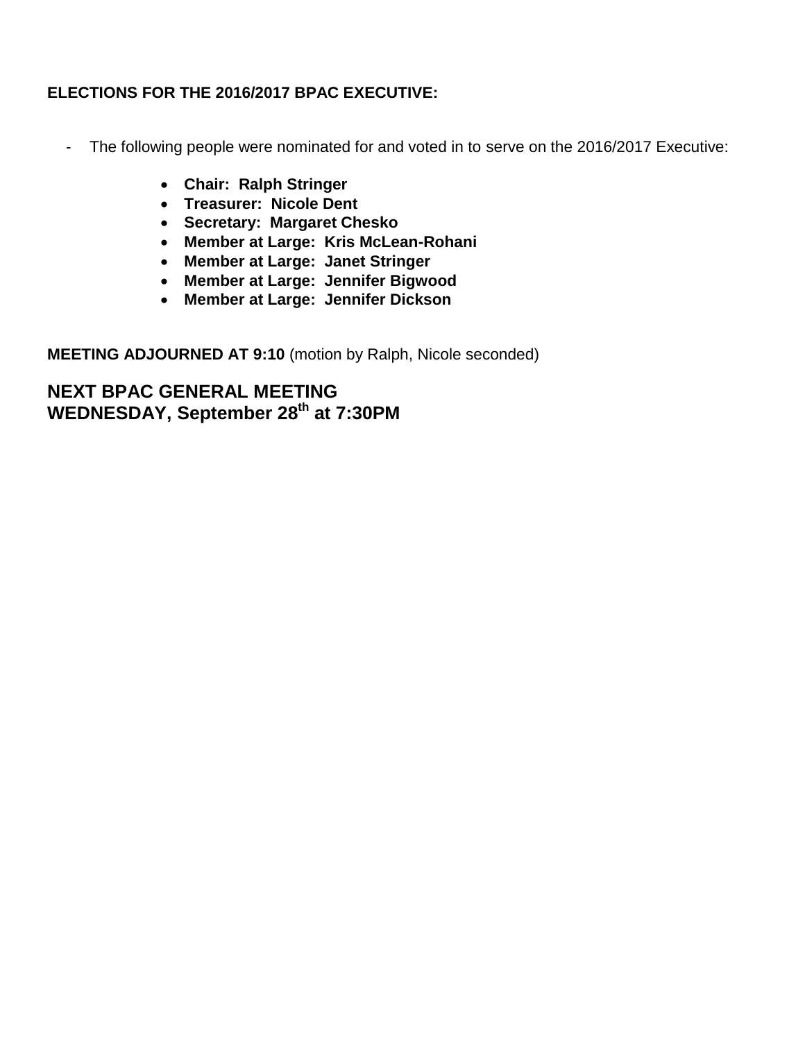**ELECTIONS FOR THE 2016/2017 BPAC EXECUTIVE:**

- The following people were nominated for and voted in to serve on the 2016/2017 Executive:

  - **Chair: Ralph Stringer**
  - **Treasurer: Nicole Dent**
  - **Secretary: Margaret Chesko**
  - **Member at Large: Kris McLean-Rohani**
  - **Member at Large: Janet Stringer**
  - **Member at Large: Jennifer Bigwood**
  - **Member at Large: Jennifer Dickson**

**MEETING ADJOURNED AT 9:10** (motion by Ralph, Nicole seconded)

## NEXT BPAC GENERAL MEETING
## WEDNESDAY, September 28th at 7:30PM